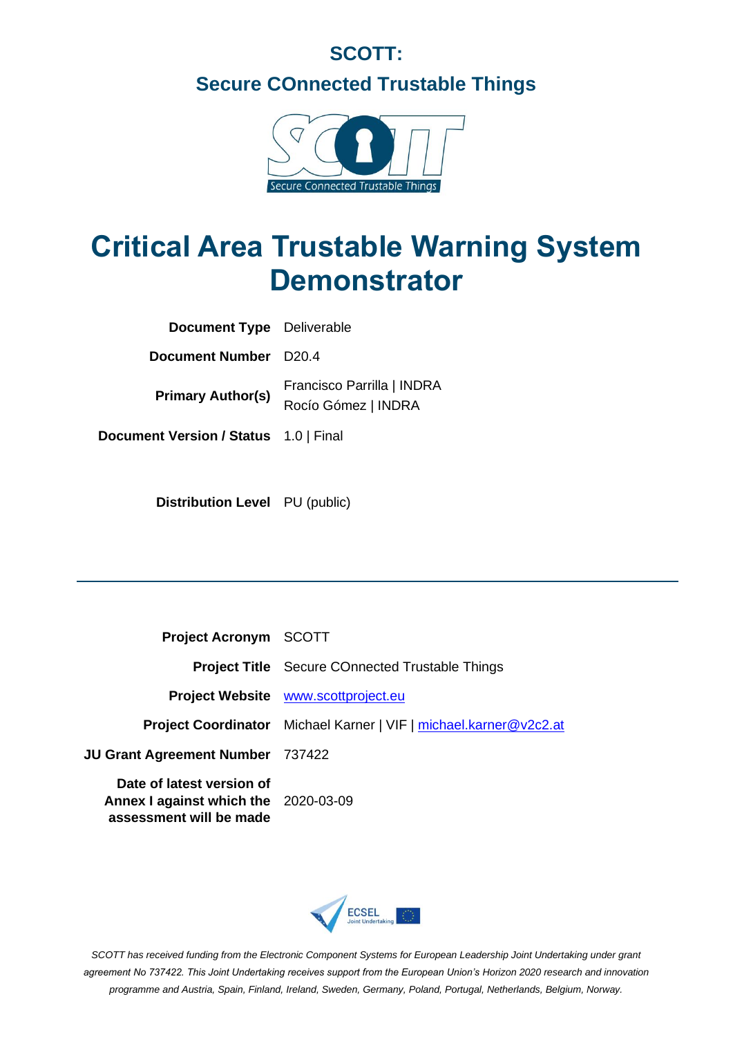**SCOTT:**

**Secure COnnected Trustable Things**

# Critical Area Trustable Warning System Demonstrator

| | |
|---|---|
| **Document Type** | Deliverable |
| **Document Number** | D20.4 |
| **Primary Author(s)** | Francisco Parrilla \| INDRA<br>Rocío Gómez \| INDRA |
| **Document Version / Status** | 1.0 \| Final |
| **Distribution Level** | PU (public) |

---

| | |
|---|---|
| **Project Acronym** | SCOTT |
| **Project Title** | Secure COnnected Trustable Things |
| **Project Website** | [www.scottproject.eu](www.scottproject.eu) |
| **Project Coordinator** | Michael Karner \| VIF \| [michael.karner@v2c2.at](mailto:michael.karner@v2c2.at) |
| **JU Grant Agreement Number** | 737422 |
| **Date of latest version of Annex I against which the assessment will be made** | 2020-03-09 |

*SCOTT has received funding from the Electronic Component Systems for European Leadership Joint Undertaking under grant agreement No 737422. This Joint Undertaking receives support from the European Union's Horizon 2020 research and innovation programme and Austria, Spain, Finland, Ireland, Sweden, Germany, Poland, Portugal, Netherlands, Belgium, Norway.*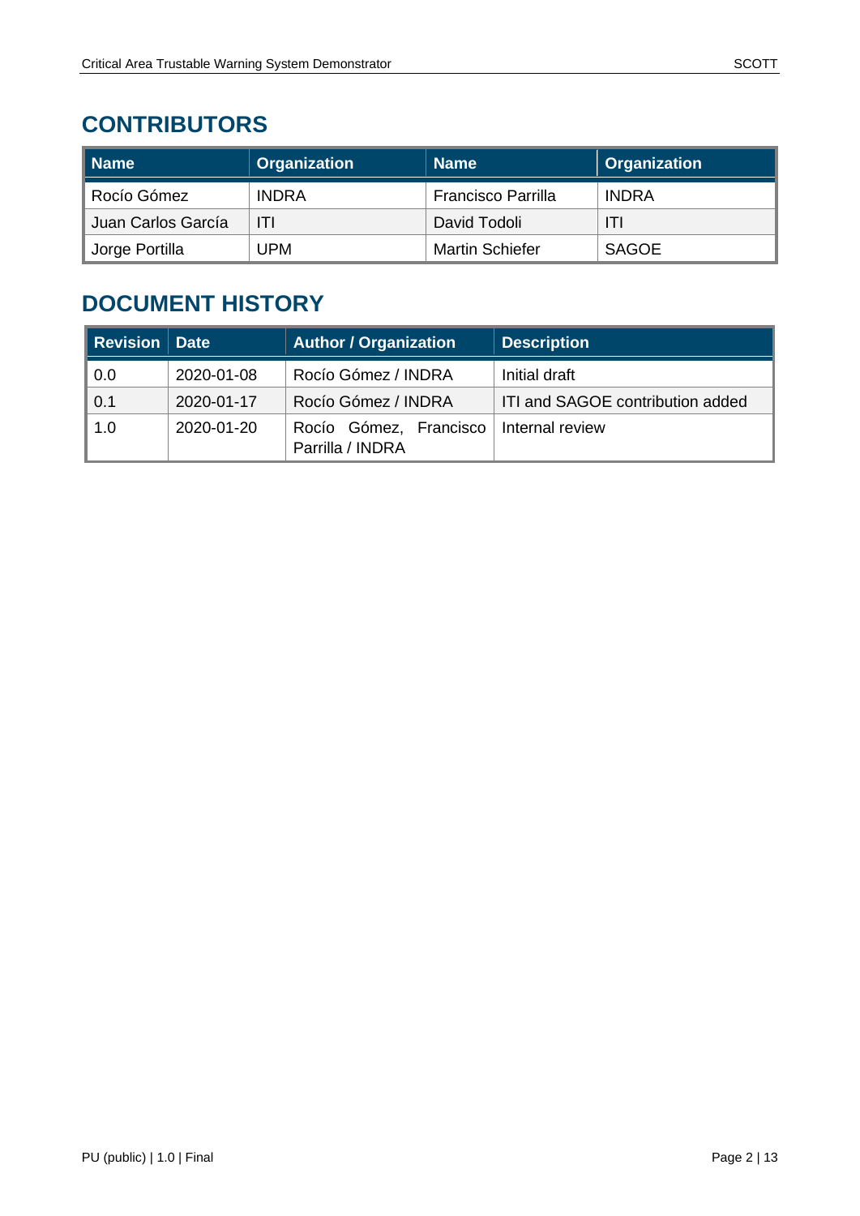## CONTRIBUTORS

| Name | Organization | Name | Organization |
|---|---|---|---|
| Rocío Gómez | INDRA | Francisco Parrilla | INDRA |
| Juan Carlos García | ITI | David Todoli | ITI |
| Jorge Portilla | UPM | Martin Schiefer | SAGOE |

## DOCUMENT HISTORY

| Revision | Date | Author / Organization | Description |
|---|---|---|---|
| 0.0 | 2020-01-08 | Rocío Gómez / INDRA | Initial draft |
| 0.1 | 2020-01-17 | Rocío Gómez / INDRA | ITI and SAGOE contribution added |
| 1.0 | 2020-01-20 | Rocío Gómez, Francisco Parrilla / INDRA | Internal review |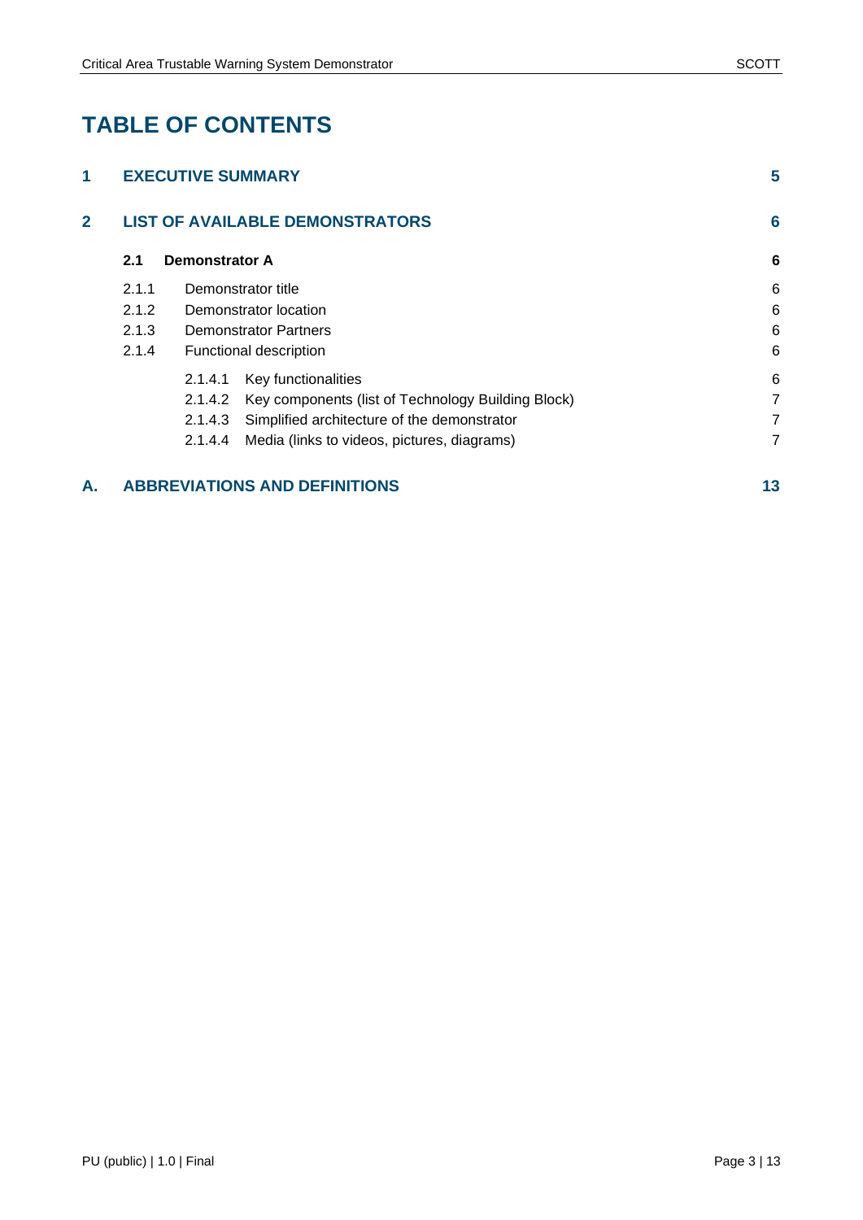# TABLE OF CONTENTS

| | | |
|---|---|---|
| **1** | **EXECUTIVE SUMMARY** | **5** |
| **2** | **LIST OF AVAILABLE DEMONSTRATORS** | **6** |
| **2.1** | **Demonstrator A** | **6** |
| 2.1.1 | Demonstrator title | 6 |
| 2.1.2 | Demonstrator location | 6 |
| 2.1.3 | Demonstrator Partners | 6 |
| 2.1.4 | Functional description | 6 |
| 2.1.4.1 | Key functionalities | 6 |
| 2.1.4.2 | Key components (list of Technology Building Block) | 7 |
| 2.1.4.3 | Simplified architecture of the demonstrator | 7 |
| 2.1.4.4 | Media (links to videos, pictures, diagrams) | 7 |
| **A.** | **ABBREVIATIONS AND DEFINITIONS** | **13** |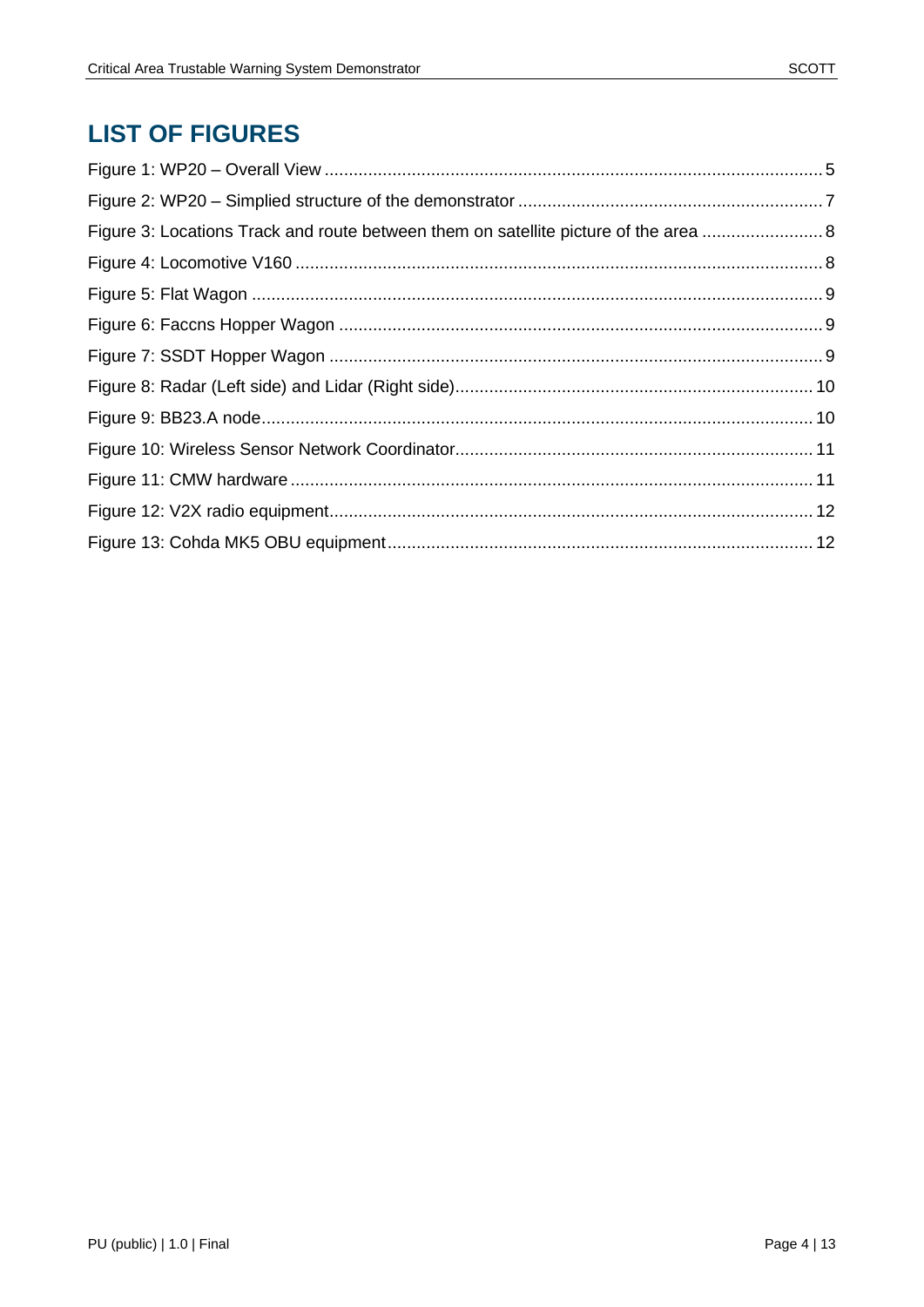# LIST OF FIGURES

Figure 1: WP20 – Overall View ........................................................................................................ 5

Figure 2: WP20 – Simplied structure of the demonstrator ............................................................... 7

Figure 3: Locations Track and route between them on satellite picture of the area ......................... 8

Figure 4: Locomotive V160 ............................................................................................................ 8

Figure 5: Flat Wagon ..................................................................................................................... 9

Figure 6: Faccns Hopper Wagon .................................................................................................... 9

Figure 7: SSDT Hopper Wagon ...................................................................................................... 9

Figure 8: Radar (Left side) and Lidar (Right side)......................................................................... 10

Figure 9: BB23.A node.................................................................................................................. 10

Figure 10: Wireless Sensor Network Coordinator......................................................................... 11

Figure 11: CMW hardware ........................................................................................................... 11

Figure 12: V2X radio equipment.................................................................................................... 12

Figure 13: Cohda MK5 OBU equipment........................................................................................ 12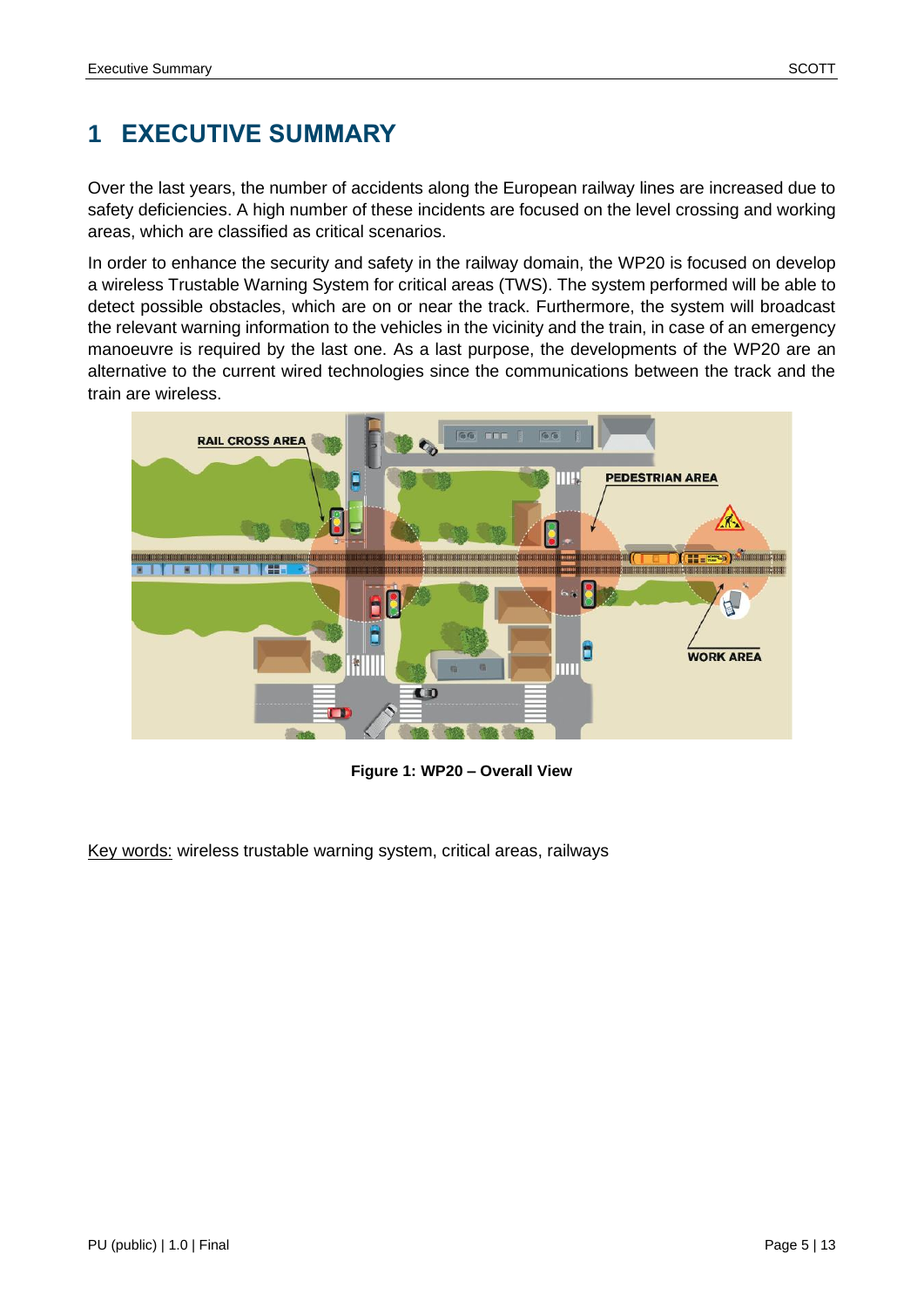# 1 EXECUTIVE SUMMARY

Over the last years, the number of accidents along the European railway lines are increased due to safety deficiencies. A high number of these incidents are focused on the level crossing and working areas, which are classified as critical scenarios.

In order to enhance the security and safety in the railway domain, the WP20 is focused on develop a wireless Trustable Warning System for critical areas (TWS). The system performed will be able to detect possible obstacles, which are on or near the track. Furthermore, the system will broadcast the relevant warning information to the vehicles in the vicinity and the train, in case of an emergency manoeuvre is required by the last one. As a last purpose, the developments of the WP20 are an alternative to the current wired technologies since the communications between the track and the train are wireless.

**Figure 1: WP20 – Overall View**

Key words: wireless trustable warning system, critical areas, railways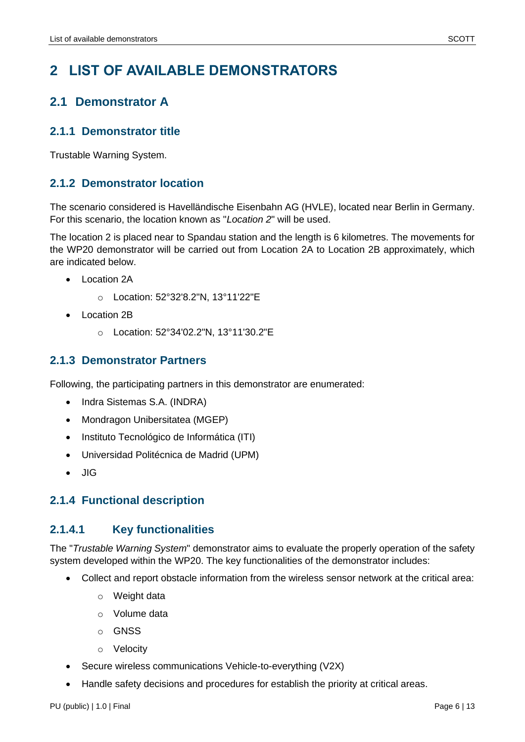# 2 LIST OF AVAILABLE DEMONSTRATORS

## 2.1 Demonstrator A

### 2.1.1 Demonstrator title

Trustable Warning System.

### 2.1.2 Demonstrator location

The scenario considered is Havelländische Eisenbahn AG (HVLE), located near Berlin in Germany. For this scenario, the location known as "*Location 2*" will be used.

The location 2 is placed near to Spandau station and the length is 6 kilometres. The movements for the WP20 demonstrator will be carried out from Location 2A to Location 2B approximately, which are indicated below.

- Location 2A
  - Location: 52°32'8.2"N, 13°11'22"E
- Location 2B
  - Location: 52°34'02.2"N, 13°11'30.2"E

### 2.1.3 Demonstrator Partners

Following, the participating partners in this demonstrator are enumerated:

- Indra Sistemas S.A. (INDRA)
- Mondragon Unibersitatea (MGEP)
- Instituto Tecnológico de Informática (ITI)
- Universidad Politécnica de Madrid (UPM)
- JIG

### 2.1.4 Functional description

#### 2.1.4.1 Key functionalities

The "*Trustable Warning System*" demonstrator aims to evaluate the properly operation of the safety system developed within the WP20. The key functionalities of the demonstrator includes:

- Collect and report obstacle information from the wireless sensor network at the critical area:
  - Weight data
  - Volume data
  - GNSS
  - Velocity
- Secure wireless communications Vehicle-to-everything (V2X)
- Handle safety decisions and procedures for establish the priority at critical areas.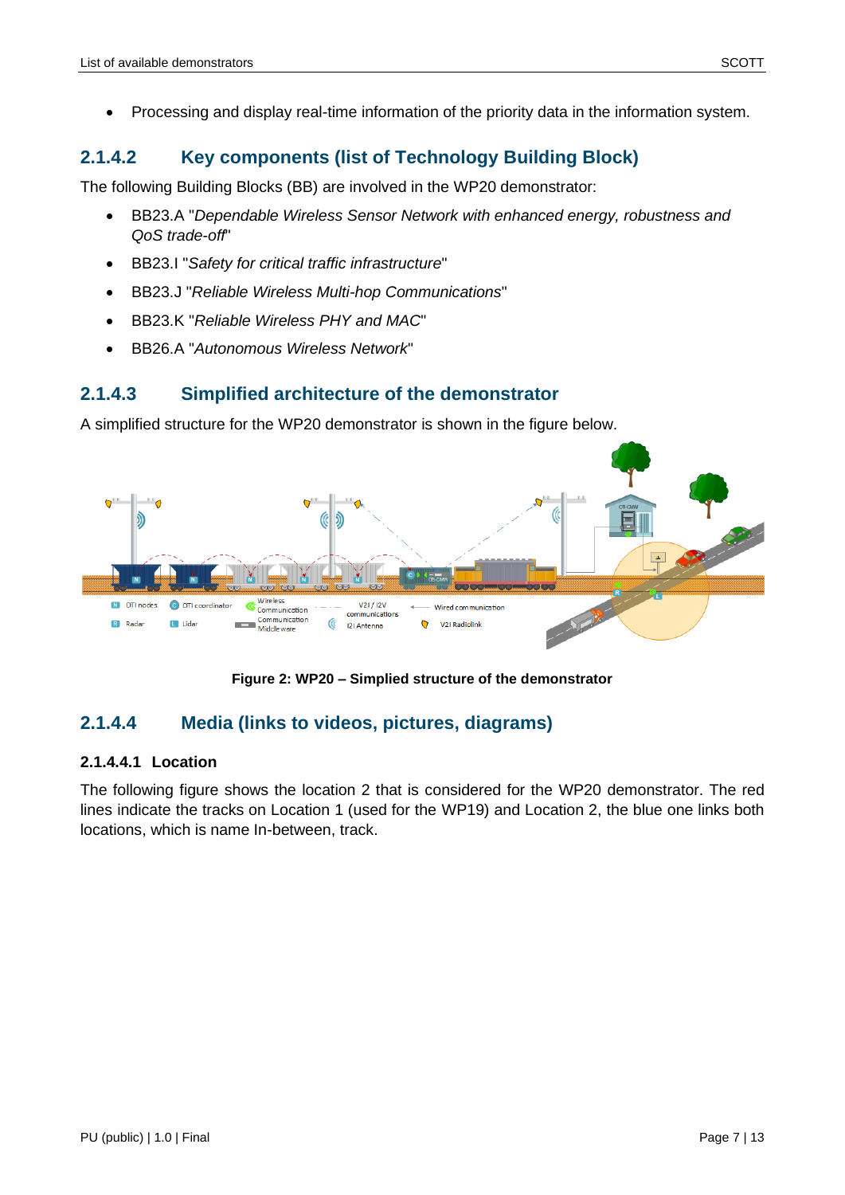- Processing and display real-time information of the priority data in the information system.

### 2.1.4.2 Key components (list of Technology Building Block)

The following Building Blocks (BB) are involved in the WP20 demonstrator:

- BB23.A "*Dependable Wireless Sensor Network with enhanced energy, robustness and QoS trade-off*"
- BB23.I "*Safety for critical traffic infrastructure*"
- BB23.J "*Reliable Wireless Multi-hop Communications*"
- BB23.K "*Reliable Wireless PHY and MAC*"
- BB26.A "*Autonomous Wireless Network*"

### 2.1.4.3 Simplified architecture of the demonstrator

A simplified structure for the WP20 demonstrator is shown in the figure below.

**Figure 2: WP20 – Simplied structure of the demonstrator**

### 2.1.4.4 Media (links to videos, pictures, diagrams)

#### 2.1.4.4.1 Location

The following figure shows the location 2 that is considered for the WP20 demonstrator. The red lines indicate the tracks on Location 1 (used for the WP19) and Location 2, the blue one links both locations, which is name In-between, track.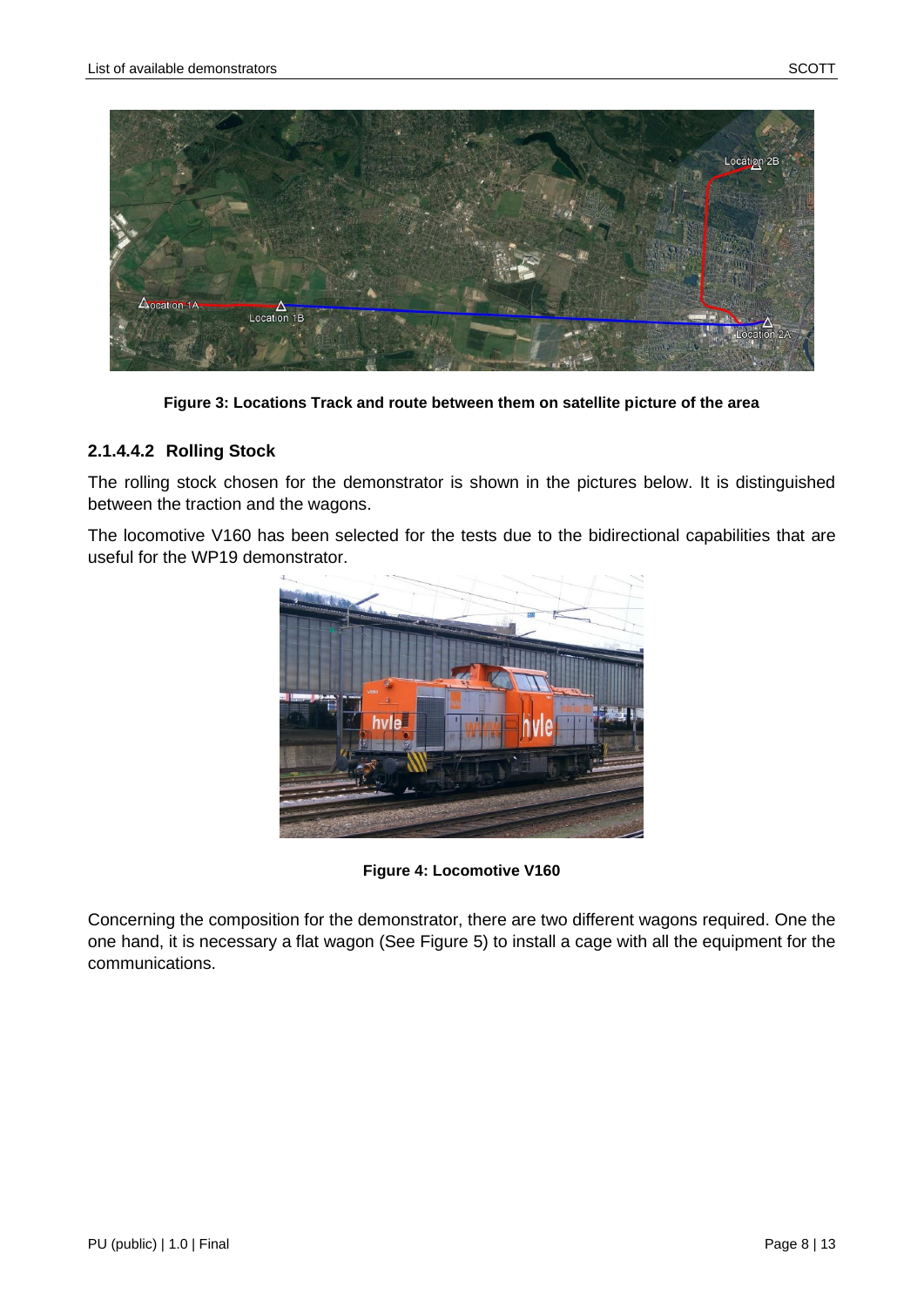Figure 3: Locations Track and route between them on satellite picture of the area

#### 2.1.4.4.2 Rolling Stock

The rolling stock chosen for the demonstrator is shown in the pictures below. It is distinguished between the traction and the wagons.

The locomotive V160 has been selected for the tests due to the bidirectional capabilities that are useful for the WP19 demonstrator.

Figure 4: Locomotive V160

Concerning the composition for the demonstrator, there are two different wagons required. One the one hand, it is necessary a flat wagon (See Figure 5) to install a cage with all the equipment for the communications.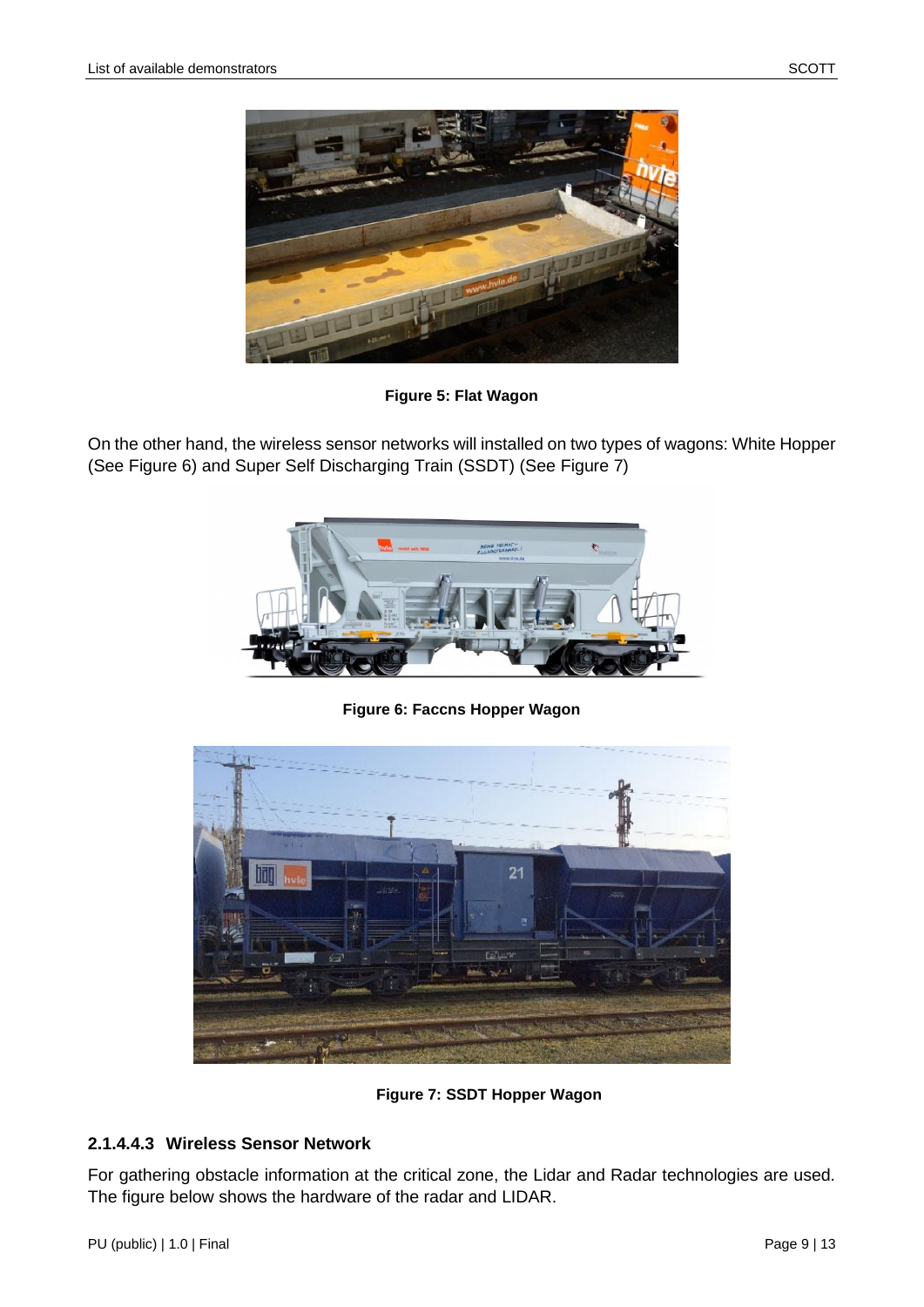Figure 5: Flat Wagon

On the other hand, the wireless sensor networks will installed on two types of wagons: White Hopper (See Figure 6) and Super Self Discharging Train (SSDT) (See Figure 7)

Figure 6: Faccns Hopper Wagon

Figure 7: SSDT Hopper Wagon

#### 2.1.4.4.3 Wireless Sensor Network

For gathering obstacle information at the critical zone, the Lidar and Radar technologies are used. The figure below shows the hardware of the radar and LIDAR.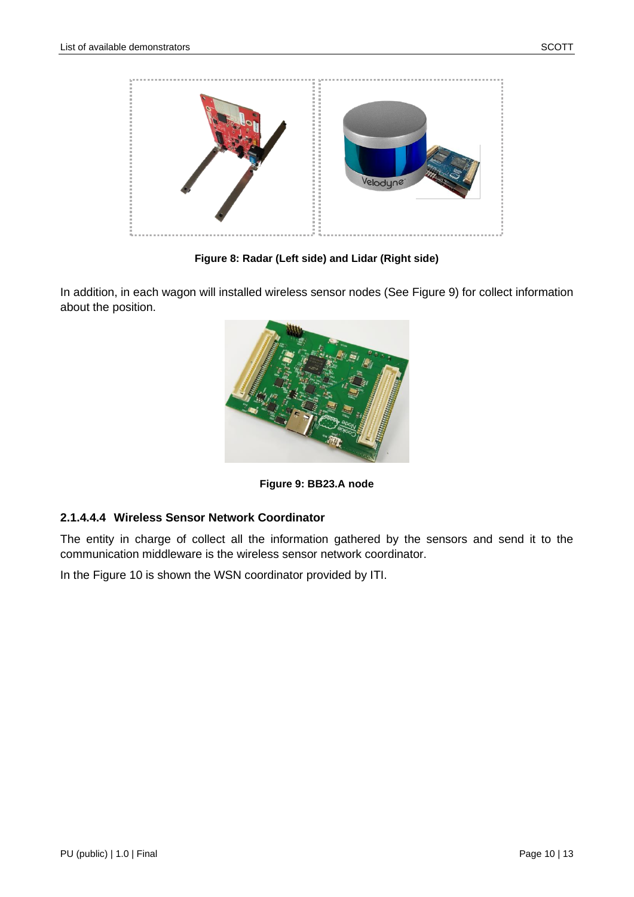Figure 8: Radar (Left side) and Lidar (Right side)

In addition, in each wagon will installed wireless sensor nodes (See Figure 9) for collect information about the position.

Figure 9: BB23.A node

#### 2.1.4.4.4 Wireless Sensor Network Coordinator

The entity in charge of collect all the information gathered by the sensors and send it to the communication middleware is the wireless sensor network coordinator.

In the Figure 10 is shown the WSN coordinator provided by ITI.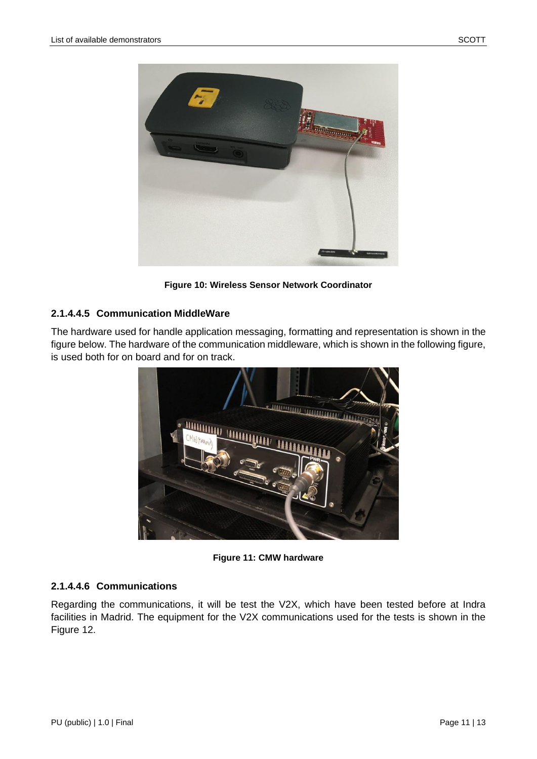Figure 10: Wireless Sensor Network Coordinator

#### 2.1.4.4.5 Communication MiddleWare

The hardware used for handle application messaging, formatting and representation is shown in the figure below. The hardware of the communication middleware, which is shown in the following figure, is used both for on board and for on track.

Figure 11: CMW hardware

#### 2.1.4.4.6 Communications

Regarding the communications, it will be test the V2X, which have been tested before at Indra facilities in Madrid. The equipment for the V2X communications used for the tests is shown in the Figure 12.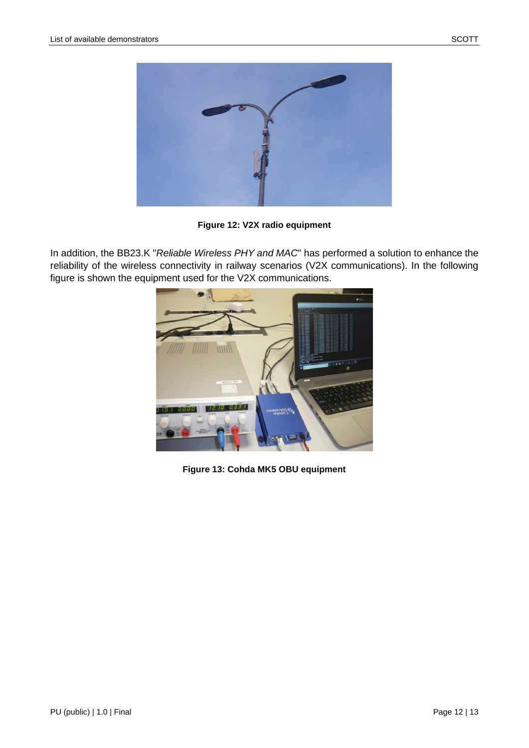**Figure 12: V2X radio equipment**

In addition, the BB23.K "*Reliable Wireless PHY and MAC*" has performed a solution to enhance the reliability of the wireless connectivity in railway scenarios (V2X communications). In the following figure is shown the equipment used for the V2X communications.

**Figure 13: Cohda MK5 OBU equipment**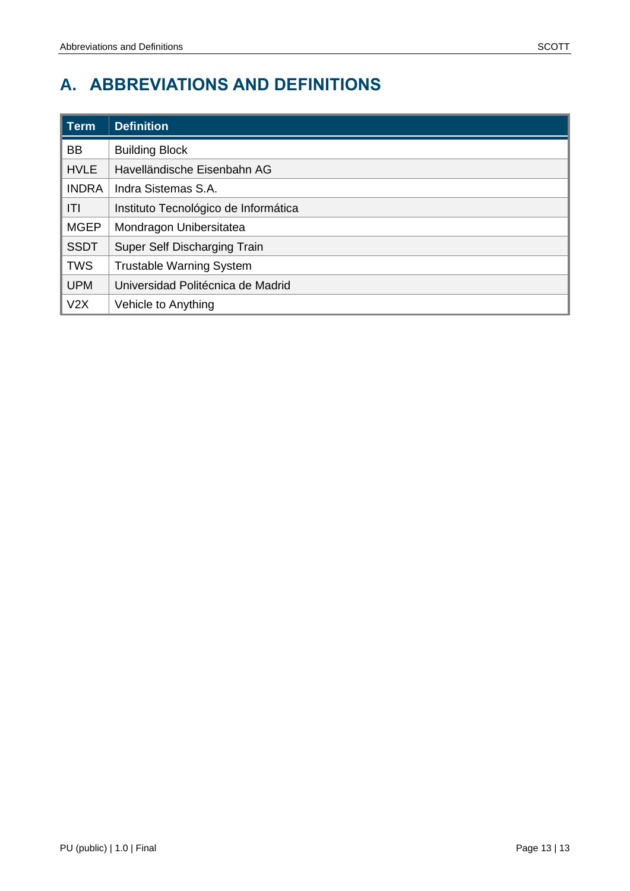# A. ABBREVIATIONS AND DEFINITIONS

| Term | Definition |
|---|---|
| BB | Building Block |
| HVLE | Havelländische Eisenbahn AG |
| INDRA | Indra Sistemas S.A. |
| ITI | Instituto Tecnológico de Informática |
| MGEP | Mondragon Unibersitatea |
| SSDT | Super Self Discharging Train |
| TWS | Trustable Warning System |
| UPM | Universidad Politécnica de Madrid |
| V2X | Vehicle to Anything |